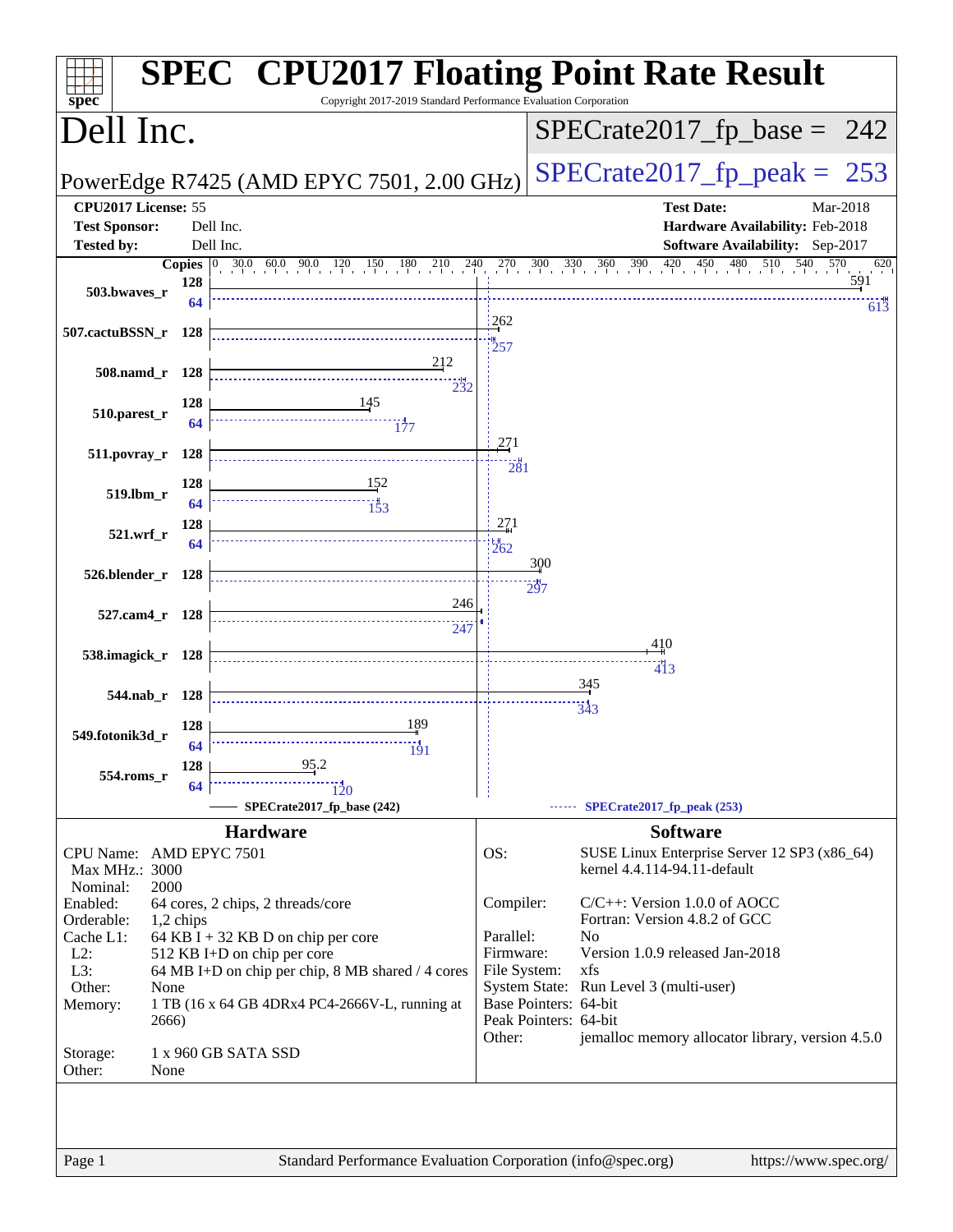# SPEC CPU2017 Floating Point Rate Result

Copyright 2017-2019 Standard Performance Evaluation Corporation

## Dell Inc.

PowerEdge R7425 (AMD EPYC 7501, 2.00 GHz)

SPECrate2017_fp_base = 242

SPECrate2017_fp_peak = 253

| | | | |
|---|---|---|---|
| **CPU2017 License:** | 55 | **Test Date:** | Mar-2018 |
| **Test Sponsor:** | Dell Inc. | **Hardware Availability:** | Feb-2018 |
| **Tested by:** | Dell Inc. | **Software Availability:** | Sep-2017 |

| Benchmark | Copies (base) | Base | Copies (peak) | Peak |
|---|---|---|---|---|
| 503.bwaves_r | 128 | 591 | 64 | 613 |
| 507.cactuBSSN_r | 128 | 262 | 128 | 257 |
| 508.namd_r | 128 | 212 | 128 | 232 |
| 510.parest_r | 128 | 145 | 64 | 177 |
| 511.povray_r | 128 | 271 | 128 | 281 |
| 519.lbm_r | 128 | 152 | 64 | 153 |
| 521.wrf_r | 128 | 271 | 64 | 262 |
| 526.blender_r | 128 | 300 | 128 | 297 |
| 527.cam4_r | 128 | 246 | 128 | 247 |
| 538.imagick_r | 128 | 410 | 128 | 413 |
| 544.nab_r | 128 | 345 | 128 | 343 |
| 549.fotonik3d_r | 128 | 189 | 64 | 191 |
| 554.roms_r | 128 | 95.2 | 64 | 120 |

SPECrate2017_fp_base (242) — SPECrate2017_fp_peak (253)

## Hardware

| | |
|---|---|
| CPU Name: | AMD EPYC 7501 |
| Max MHz.: | 3000 |
| Nominal: | 2000 |
| Enabled: | 64 cores, 2 chips, 2 threads/core |
| Orderable: | 1,2 chips |
| Cache L1: | 64 KB I + 32 KB D on chip per core |
| L2: | 512 KB I+D on chip per core |
| L3: | 64 MB I+D on chip per chip, 8 MB shared / 4 cores |
| Other: | None |
| Memory: | 1 TB (16 x 64 GB 4DRx4 PC4-2666V-L, running at 2666) |
| Storage: | 1 x 960 GB SATA SSD |
| Other: | None |

## Software

| | |
|---|---|
| OS: | SUSE Linux Enterprise Server 12 SP3 (x86_64) kernel 4.4.114-94.11-default |
| Compiler: | C/C++: Version 1.0.0 of AOCC<br>Fortran: Version 4.8.2 of GCC |
| Parallel: | No |
| Firmware: | Version 1.0.9 released Jan-2018 |
| File System: | xfs |
| System State: | Run Level 3 (multi-user) |
| Base Pointers: | 64-bit |
| Peak Pointers: | 64-bit |
| Other: | jemalloc memory allocator library, version 4.5.0 |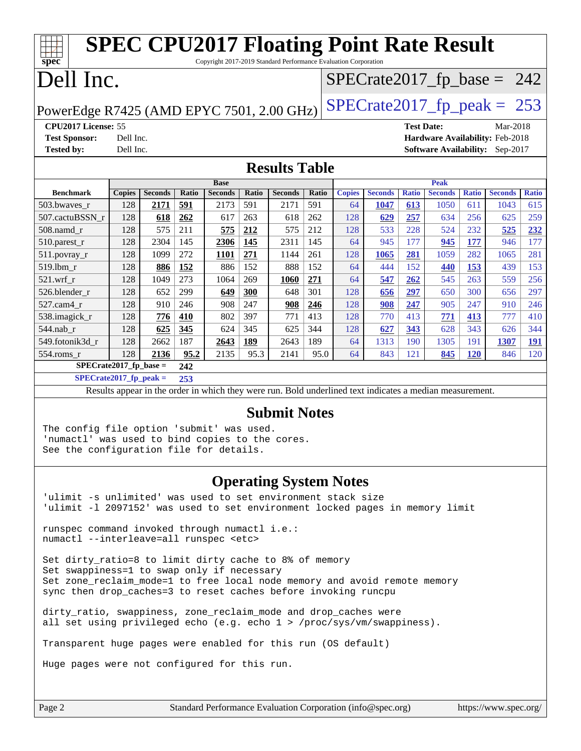# SPEC CPU2017 Floating Point Rate Result

Copyright 2017-2019 Standard Performance Evaluation Corporation

## Dell Inc.

PowerEdge R7425 (AMD EPYC 7501, 2.00 GHz)

SPECrate2017_fp_base = 242

SPECrate2017_fp_peak = 253

**CPU2017 License:** 55
**Test Sponsor:** Dell Inc.
**Tested by:** Dell Inc.
**Test Date:** Mar-2018
**Hardware Availability:** Feb-2018
**Software Availability:** Sep-2017

## Results Table

| | Base | | | | | | | Peak | | | | | | |
|---|---|---|---|---|---|---|---|---|---|---|---|---|---|---|
| **Benchmark** | **Copies** | **Seconds** | **Ratio** | **Seconds** | **Ratio** | **Seconds** | **Ratio** | **Copies** | **Seconds** | **Ratio** | **Seconds** | **Ratio** | **Seconds** | **Ratio** |
| 503.bwaves_r | 128 | **2171** | **591** | 2173 | 591 | 2171 | 591 | 64 | **1047** | **613** | 1050 | 611 | 1043 | 615 |
| 507.cactuBSSN_r | 128 | **618** | **262** | 617 | 263 | 618 | 262 | 128 | **629** | **257** | 634 | 256 | 625 | 259 |
| 508.namd_r | 128 | 575 | 211 | **575** | **212** | 575 | 212 | 128 | 533 | 228 | 524 | 232 | **525** | **232** |
| 510.parest_r | 128 | 2304 | 145 | **2306** | **145** | 2311 | 145 | 64 | 945 | 177 | **945** | **177** | 946 | 177 |
| 511.povray_r | 128 | 1099 | 272 | **1101** | **271** | 1144 | 261 | 128 | **1065** | **281** | 1059 | 282 | 1065 | 281 |
| 519.lbm_r | 128 | **886** | **152** | 886 | 152 | 888 | 152 | 64 | 444 | 152 | **440** | **153** | 439 | 153 |
| 521.wrf_r | 128 | 1049 | 273 | 1064 | 269 | **1060** | **271** | 64 | **547** | **262** | 545 | 263 | 559 | 256 |
| 526.blender_r | 128 | 652 | 299 | **649** | **300** | 648 | 301 | 128 | **656** | **297** | 650 | 300 | 656 | 297 |
| 527.cam4_r | 128 | 910 | 246 | 908 | 247 | **908** | **246** | 128 | **908** | **247** | 905 | 247 | 910 | 246 |
| 538.imagick_r | 128 | **776** | **410** | 802 | 397 | 771 | 413 | 128 | 770 | 413 | **771** | **413** | 777 | 410 |
| 544.nab_r | 128 | **625** | **345** | 624 | 345 | 625 | 344 | 128 | **627** | **343** | 628 | 343 | 626 | 344 |
| 549.fotonik3d_r | 128 | 2662 | 187 | **2643** | **189** | 2643 | 189 | 64 | 1313 | 190 | 1305 | 191 | **1307** | **191** |
| 554.roms_r | 128 | **2136** | **95.2** | 2135 | 95.3 | 2141 | 95.0 | 64 | 843 | 121 | **845** | **120** | 846 | 120 |

**SPECrate2017_fp_base = 242**

**SPECrate2017_fp_peak = 253**

Results appear in the order in which they were run. Bold underlined text indicates a median measurement.

## Submit Notes

```
The config file option 'submit' was used.
'numactl' was used to bind copies to the cores.
See the configuration file for details.
```

## Operating System Notes

```
'ulimit -s unlimited' was used to set environment stack size
'ulimit -l 2097152' was used to set environment locked pages in memory limit

runspec command invoked through numactl i.e.:
numactl --interleave=all runspec <etc>

Set dirty_ratio=8 to limit dirty cache to 8% of memory
Set swappiness=1 to swap only if necessary
Set zone_reclaim_mode=1 to free local node memory and avoid remote memory
sync then drop_caches=3 to reset caches before invoking runcpu

dirty_ratio, swappiness, zone_reclaim_mode and drop_caches were
all set using privileged echo (e.g. echo 1 > /proc/sys/vm/swappiness).

Transparent huge pages were enabled for this run (OS default)

Huge pages were not configured for this run.
```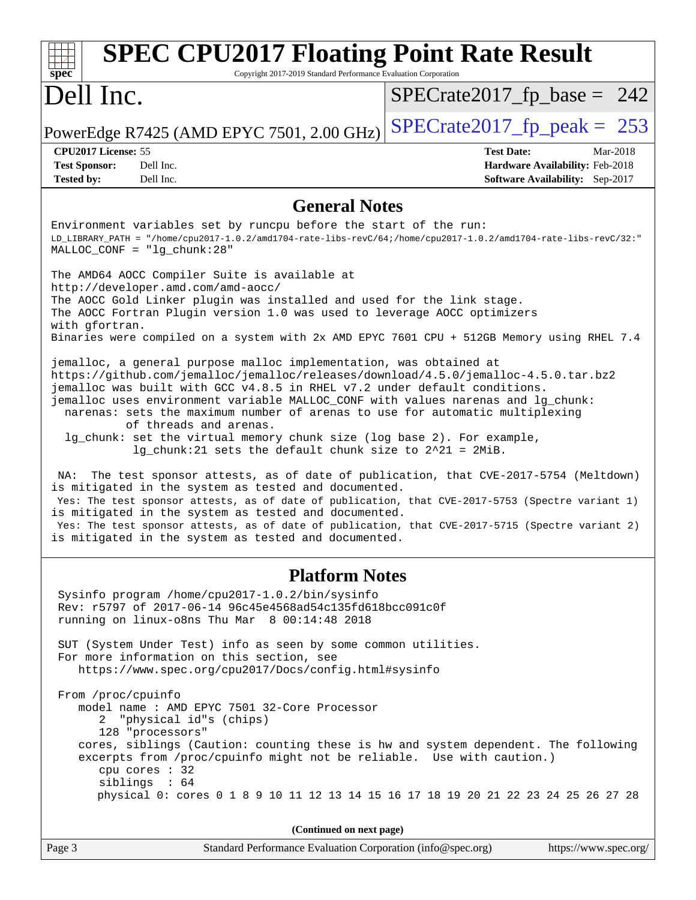# SPEC CPU2017 Floating Point Rate Result

Copyright 2017-2019 Standard Performance Evaluation Corporation

# Dell Inc.

PowerEdge R7425 (AMD EPYC 7501, 2.00 GHz)

SPECrate2017_fp_base = 242

SPECrate2017_fp_peak = 253

**CPU2017 License:** 55
**Test Sponsor:** Dell Inc.
**Tested by:** Dell Inc.

**Test Date:** Mar-2018
**Hardware Availability:** Feb-2018
**Software Availability:** Sep-2017

## General Notes

```
Environment variables set by runcpu before the start of the run:
LD_LIBRARY_PATH = "/home/cpu2017-1.0.2/amd1704-rate-libs-revC/64;/home/cpu2017-1.0.2/amd1704-rate-libs-revC/32:"
MALLOC_CONF = "lg_chunk:28"

The AMD64 AOCC Compiler Suite is available at
http://developer.amd.com/amd-aocc/
The AOCC Gold Linker plugin was installed and used for the link stage.
The AOCC Fortran Plugin version 1.0 was used to leverage AOCC optimizers
with gfortran.
Binaries were compiled on a system with 2x AMD EPYC 7601 CPU + 512GB Memory using RHEL 7.4

jemalloc, a general purpose malloc implementation, was obtained at
https://github.com/jemalloc/jemalloc/releases/download/4.5.0/jemalloc-4.5.0.tar.bz2
jemalloc was built with GCC v4.8.5 in RHEL v7.2 under default conditions.
jemalloc uses environment variable MALLOC_CONF with values narenas and lg_chunk:
  narenas: sets the maximum number of arenas to use for automatic multiplexing
           of threads and arenas.
  lg_chunk: set the virtual memory chunk size (log base 2). For example,
            lg_chunk:21 sets the default chunk size to 2^21 = 2MiB.

 NA:  The test sponsor attests, as of date of publication, that CVE-2017-5754 (Meltdown)
is mitigated in the system as tested and documented.
 Yes: The test sponsor attests, as of date of publication, that CVE-2017-5753 (Spectre variant 1)
is mitigated in the system as tested and documented.
 Yes: The test sponsor attests, as of date of publication, that CVE-2017-5715 (Spectre variant 2)
is mitigated in the system as tested and documented.
```

## Platform Notes

```
 Sysinfo program /home/cpu2017-1.0.2/bin/sysinfo
 Rev: r5797 of 2017-06-14 96c45e4568ad54c135fd618bcc091c0f
 running on linux-o8ns Thu Mar  8 00:14:48 2018

 SUT (System Under Test) info as seen by some common utilities.
 For more information on this section, see
    https://www.spec.org/cpu2017/Docs/config.html#sysinfo

 From /proc/cpuinfo
    model name : AMD EPYC 7501 32-Core Processor
       2  "physical id"s (chips)
       128 "processors"
    cores, siblings (Caution: counting these is hw and system dependent. The following
    excerpts from /proc/cpuinfo might not be reliable.  Use with caution.)
       cpu cores : 32
       siblings  : 64
       physical 0: cores 0 1 8 9 10 11 12 13 14 15 16 17 18 19 20 21 22 23 24 25 26 27 28
```

**(Continued on next page)**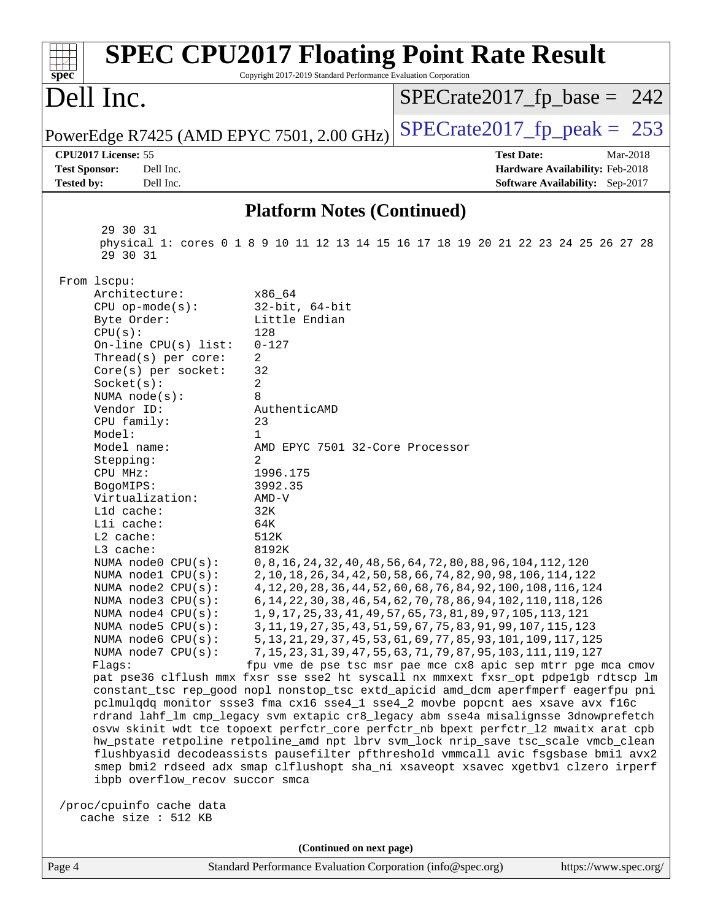## Platform Notes (Continued)

```
      29 30 31
      physical 1: cores 0 1 8 9 10 11 12 13 14 15 16 17 18 19 20 21 22 23 24 25 26 27 28
      29 30 31

 From lscpu:
      Architecture:          x86_64
      CPU op-mode(s):        32-bit, 64-bit
      Byte Order:            Little Endian
      CPU(s):                128
      On-line CPU(s) list:   0-127
      Thread(s) per core:    2
      Core(s) per socket:    32
      Socket(s):             2
      NUMA node(s):          8
      Vendor ID:             AuthenticAMD
      CPU family:            23
      Model:                 1
      Model name:            AMD EPYC 7501 32-Core Processor
      Stepping:              2
      CPU MHz:               1996.175
      BogoMIPS:              3992.35
      Virtualization:        AMD-V
      L1d cache:             32K
      L1i cache:             64K
      L2 cache:              512K
      L3 cache:              8192K
      NUMA node0 CPU(s):     0,8,16,24,32,40,48,56,64,72,80,88,96,104,112,120
      NUMA node1 CPU(s):     2,10,18,26,34,42,50,58,66,74,82,90,98,106,114,122
      NUMA node2 CPU(s):     4,12,20,28,36,44,52,60,68,76,84,92,100,108,116,124
      NUMA node3 CPU(s):     6,14,22,30,38,46,54,62,70,78,86,94,102,110,118,126
      NUMA node4 CPU(s):     1,9,17,25,33,41,49,57,65,73,81,89,97,105,113,121
      NUMA node5 CPU(s):     3,11,19,27,35,43,51,59,67,75,83,91,99,107,115,123
      NUMA node6 CPU(s):     5,13,21,29,37,45,53,61,69,77,85,93,101,109,117,125
      NUMA node7 CPU(s):     7,15,23,31,39,47,55,63,71,79,87,95,103,111,119,127
      Flags:                 fpu vme de pse tsc msr pae mce cx8 apic sep mtrr pge mca cmov
      pat pse36 clflush mmx fxsr sse sse2 ht syscall nx mmxext fxsr_opt pdpe1gb rdtscp lm
      constant_tsc rep_good nopl nonstop_tsc extd_apicid amd_dcm aperfmperf eagerfpu pni
      pclmulqdq monitor ssse3 fma cx16 sse4_1 sse4_2 movbe popcnt aes xsave avx f16c
      rdrand lahf_lm cmp_legacy svm extapic cr8_legacy abm sse4a misalignsse 3dnowprefetch
      osvw skinit wdt tce topoext perfctr_core perfctr_nb bpext perfctr_l2 mwaitx arat cpb
      hw_pstate retpoline retpoline_amd npt lbrv svm_lock nrip_save tsc_scale vmcb_clean
      flushbyasid decodeassists pausefilter pfthreshold vmmcall avic fsgsbase bmi1 avx2
      smep bmi2 rdseed adx smap clflushopt sha_ni xsaveopt xsavec xgetbv1 clzero irperf
      ibpb overflow_recov succor smca

 /proc/cpuinfo cache data
    cache size : 512 KB
```

(Continued on next page)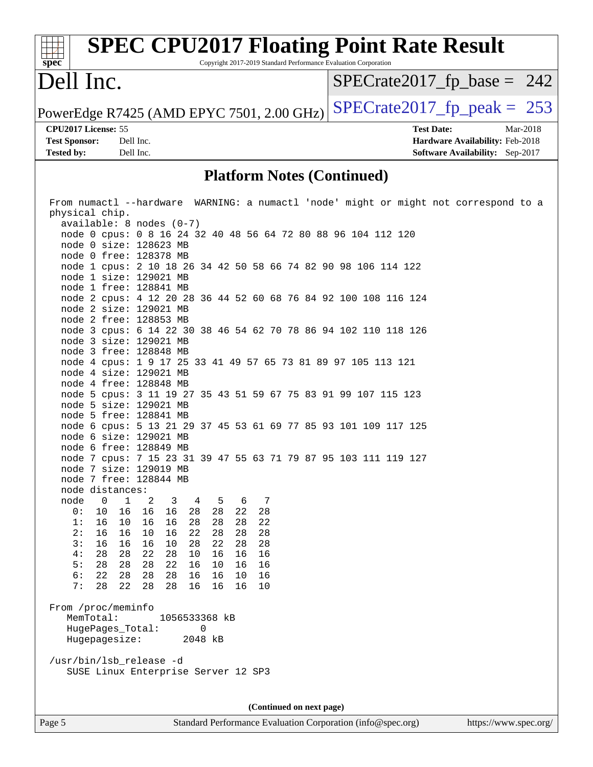# SPEC CPU2017 Floating Point Rate Result

Copyright 2017-2019 Standard Performance Evaluation Corporation

## Dell Inc.

PowerEdge R7425 (AMD EPYC 7501, 2.00 GHz)

SPECrate2017_fp_base = 242

SPECrate2017_fp_peak = 253

**CPU2017 License:** 55
**Test Sponsor:** Dell Inc.
**Tested by:** Dell Inc.

**Test Date:** Mar-2018
**Hardware Availability:** Feb-2018
**Software Availability:** Sep-2017

### Platform Notes (Continued)

```
From numactl --hardware  WARNING: a numactl 'node' might or might not correspond to a
physical chip.
  available: 8 nodes (0-7)
  node 0 cpus: 0 8 16 24 32 40 48 56 64 72 80 88 96 104 112 120
  node 0 size: 128623 MB
  node 0 free: 128378 MB
  node 1 cpus: 2 10 18 26 34 42 50 58 66 74 82 90 98 106 114 122
  node 1 size: 129021 MB
  node 1 free: 128841 MB
  node 2 cpus: 4 12 20 28 36 44 52 60 68 76 84 92 100 108 116 124
  node 2 size: 129021 MB
  node 2 free: 128853 MB
  node 3 cpus: 6 14 22 30 38 46 54 62 70 78 86 94 102 110 118 126
  node 3 size: 129021 MB
  node 3 free: 128848 MB
  node 4 cpus: 1 9 17 25 33 41 49 57 65 73 81 89 97 105 113 121
  node 4 size: 129021 MB
  node 4 free: 128848 MB
  node 5 cpus: 3 11 19 27 35 43 51 59 67 75 83 91 99 107 115 123
  node 5 size: 129021 MB
  node 5 free: 128841 MB
  node 6 cpus: 5 13 21 29 37 45 53 61 69 77 85 93 101 109 117 125
  node 6 size: 129021 MB
  node 6 free: 128849 MB
  node 7 cpus: 7 15 23 31 39 47 55 63 71 79 87 95 103 111 119 127
  node 7 size: 129019 MB
  node 7 free: 128844 MB
  node distances:
  node   0   1   2   3   4   5   6   7
    0:  10  16  16  16  28  28  22  28
    1:  16  10  16  16  28  28  28  22
    2:  16  16  10  16  22  28  28  28
    3:  16  16  16  10  28  22  28  28
    4:  28  28  22  28  10  16  16  16
    5:  28  28  28  22  16  10  16  16
    6:  22  28  28  28  16  16  10  16
    7:  28  22  28  28  16  16  16  10

From /proc/meminfo
   MemTotal:       1056533368 kB
   HugePages_Total:        0
   Hugepagesize:        2048 kB

/usr/bin/lsb_release -d
   SUSE Linux Enterprise Server 12 SP3
```

(Continued on next page)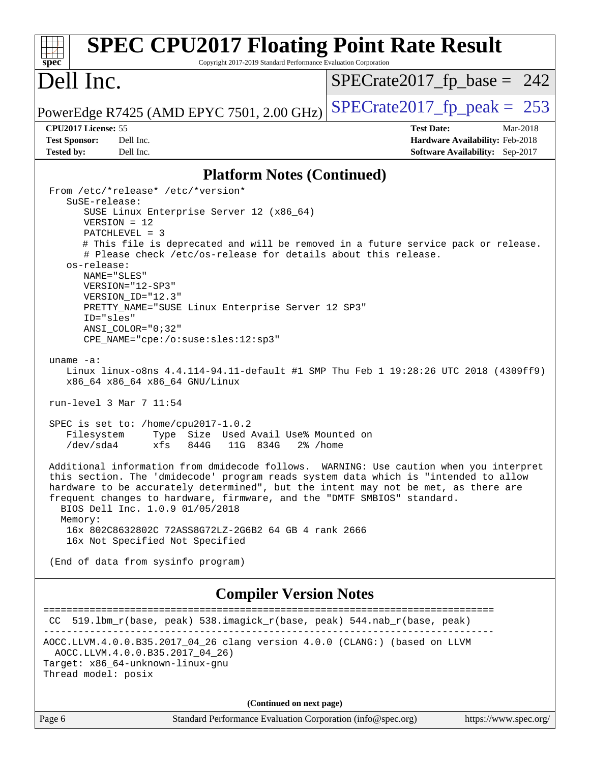# SPEC CPU2017 Floating Point Rate Result

Copyright 2017-2019 Standard Performance Evaluation Corporation

## Dell Inc.

PowerEdge R7425 (AMD EPYC 7501, 2.00 GHz)

SPECrate2017_fp_base = 242

SPECrate2017_fp_peak = 253

**CPU2017 License:** 55
**Test Sponsor:** Dell Inc.
**Tested by:** Dell Inc.

**Test Date:** Mar-2018
**Hardware Availability:** Feb-2018
**Software Availability:** Sep-2017

## Platform Notes (Continued)

```
From /etc/*release* /etc/*version*
   SuSE-release:
      SUSE Linux Enterprise Server 12 (x86_64)
      VERSION = 12
      PATCHLEVEL = 3
      # This file is deprecated and will be removed in a future service pack or release.
      # Please check /etc/os-release for details about this release.
   os-release:
      NAME="SLES"
      VERSION="12-SP3"
      VERSION_ID="12.3"
      PRETTY_NAME="SUSE Linux Enterprise Server 12 SP3"
      ID="sles"
      ANSI_COLOR="0;32"
      CPE_NAME="cpe:/o:suse:sles:12:sp3"

uname -a:
   Linux linux-o8ns 4.4.114-94.11-default #1 SMP Thu Feb 1 19:28:26 UTC 2018 (4309ff9)
   x86_64 x86_64 x86_64 GNU/Linux

run-level 3 Mar 7 11:54

SPEC is set to: /home/cpu2017-1.0.2
   Filesystem     Type  Size  Used Avail Use% Mounted on
   /dev/sda4      xfs   844G   11G  834G   2% /home

Additional information from dmidecode follows.  WARNING: Use caution when you interpret
this section. The 'dmidecode' program reads system data which is "intended to allow
hardware to be accurately determined", but the intent may not be met, as there are
frequent changes to hardware, firmware, and the "DMTF SMBIOS" standard.
  BIOS Dell Inc. 1.0.9 01/05/2018
  Memory:
   16x 802C8632802C 72ASS8G72LZ-2G6B2 64 GB 4 rank 2666
   16x Not Specified Not Specified

(End of data from sysinfo program)
```

## Compiler Version Notes

```
==============================================================================
 CC  519.lbm_r(base, peak) 538.imagick_r(base, peak) 544.nab_r(base, peak)
------------------------------------------------------------------------------
AOCC.LLVM.4.0.0.B35.2017_04_26 clang version 4.0.0 (CLANG:) (based on LLVM
  AOCC.LLVM.4.0.0.B35.2017_04_26)
Target: x86_64-unknown-linux-gnu
Thread model: posix
```

**(Continued on next page)**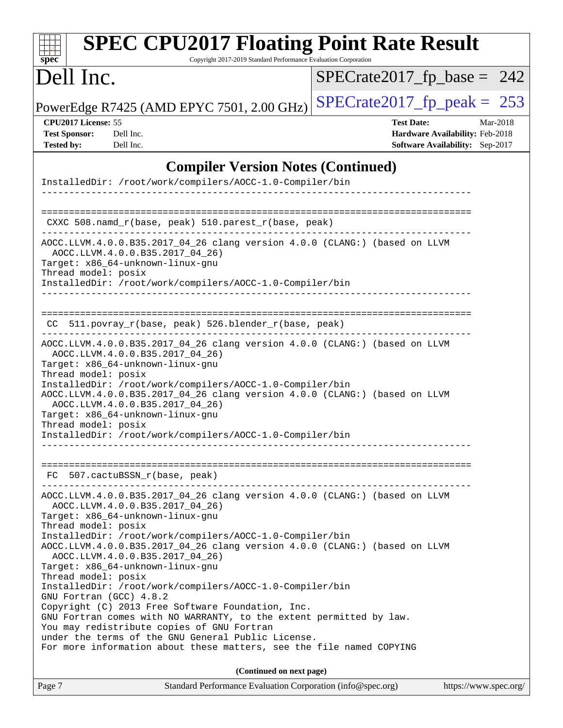## Compiler Version Notes (Continued)

```
InstalledDir: /root/work/compilers/AOCC-1.0-Compiler/bin
------------------------------------------------------------------------------


==============================================================================
 CXXC 508.namd_r(base, peak) 510.parest_r(base, peak)
------------------------------------------------------------------------------
AOCC.LLVM.4.0.0.B35.2017_04_26 clang version 4.0.0 (CLANG:) (based on LLVM
  AOCC.LLVM.4.0.0.B35.2017_04_26)
Target: x86_64-unknown-linux-gnu
Thread model: posix
InstalledDir: /root/work/compilers/AOCC-1.0-Compiler/bin
------------------------------------------------------------------------------


==============================================================================
 CC  511.povray_r(base, peak) 526.blender_r(base, peak)
------------------------------------------------------------------------------
AOCC.LLVM.4.0.0.B35.2017_04_26 clang version 4.0.0 (CLANG:) (based on LLVM
  AOCC.LLVM.4.0.0.B35.2017_04_26)
Target: x86_64-unknown-linux-gnu
Thread model: posix
InstalledDir: /root/work/compilers/AOCC-1.0-Compiler/bin
AOCC.LLVM.4.0.0.B35.2017_04_26 clang version 4.0.0 (CLANG:) (based on LLVM
  AOCC.LLVM.4.0.0.B35.2017_04_26)
Target: x86_64-unknown-linux-gnu
Thread model: posix
InstalledDir: /root/work/compilers/AOCC-1.0-Compiler/bin
------------------------------------------------------------------------------


==============================================================================
 FC  507.cactuBSSN_r(base, peak)
------------------------------------------------------------------------------
AOCC.LLVM.4.0.0.B35.2017_04_26 clang version 4.0.0 (CLANG:) (based on LLVM
  AOCC.LLVM.4.0.0.B35.2017_04_26)
Target: x86_64-unknown-linux-gnu
Thread model: posix
InstalledDir: /root/work/compilers/AOCC-1.0-Compiler/bin
AOCC.LLVM.4.0.0.B35.2017_04_26 clang version 4.0.0 (CLANG:) (based on LLVM
  AOCC.LLVM.4.0.0.B35.2017_04_26)
Target: x86_64-unknown-linux-gnu
Thread model: posix
InstalledDir: /root/work/compilers/AOCC-1.0-Compiler/bin
GNU Fortran (GCC) 4.8.2
Copyright (C) 2013 Free Software Foundation, Inc.
GNU Fortran comes with NO WARRANTY, to the extent permitted by law.
You may redistribute copies of GNU Fortran
under the terms of the GNU General Public License.
For more information about these matters, see the file named COPYING
```

**(Continued on next page)**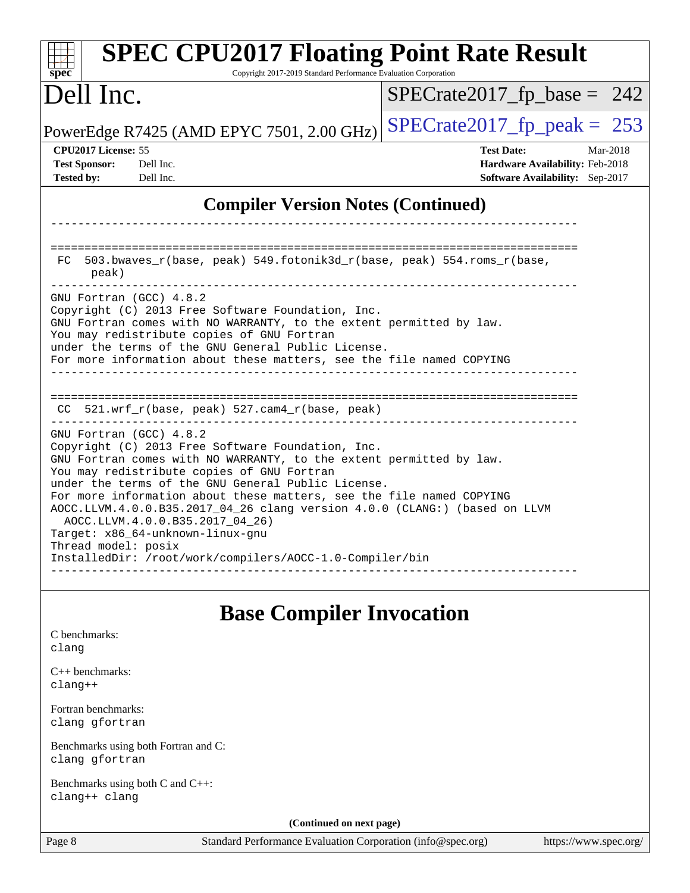## Compiler Version Notes (Continued)

```
------------------------------------------------------------------------------

==============================================================================
 FC  503.bwaves_r(base, peak) 549.fotonik3d_r(base, peak) 554.roms_r(base,
      peak)
------------------------------------------------------------------------------
GNU Fortran (GCC) 4.8.2
Copyright (C) 2013 Free Software Foundation, Inc.
GNU Fortran comes with NO WARRANTY, to the extent permitted by law.
You may redistribute copies of GNU Fortran
under the terms of the GNU General Public License.
For more information about these matters, see the file named COPYING
------------------------------------------------------------------------------

==============================================================================
 CC  521.wrf_r(base, peak) 527.cam4_r(base, peak)
------------------------------------------------------------------------------
GNU Fortran (GCC) 4.8.2
Copyright (C) 2013 Free Software Foundation, Inc.
GNU Fortran comes with NO WARRANTY, to the extent permitted by law.
You may redistribute copies of GNU Fortran
under the terms of the GNU General Public License.
For more information about these matters, see the file named COPYING
AOCC.LLVM.4.0.0.B35.2017_04_26 clang version 4.0.0 (CLANG:) (based on LLVM
  AOCC.LLVM.4.0.0.B35.2017_04_26)
Target: x86_64-unknown-linux-gnu
Thread model: posix
InstalledDir: /root/work/compilers/AOCC-1.0-Compiler/bin
------------------------------------------------------------------------------
```

## Base Compiler Invocation

C benchmarks:
clang

C++ benchmarks:
clang++

Fortran benchmarks:
clang gfortran

Benchmarks using both Fortran and C:
clang gfortran

Benchmarks using both C and C++:
clang++ clang

**(Continued on next page)**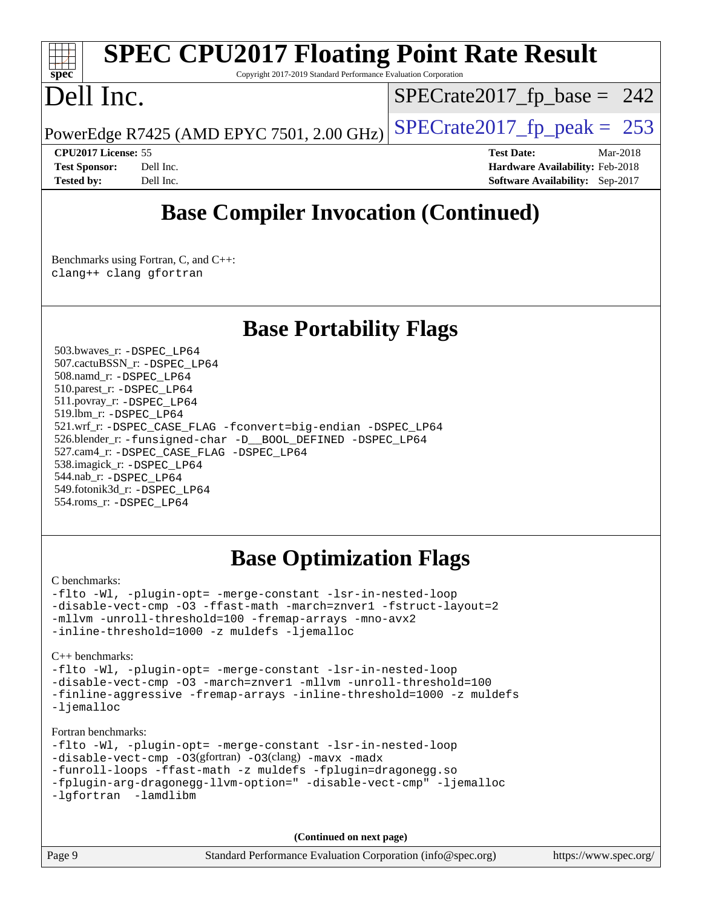# Base Compiler Invocation (Continued)

Benchmarks using Fortran, C, and C++:

```
clang++ clang gfortran
```

# Base Portability Flags

503.bwaves_r: -DSPEC_LP64
507.cactuBSSN_r: -DSPEC_LP64
508.namd_r: -DSPEC_LP64
510.parest_r: -DSPEC_LP64
511.povray_r: -DSPEC_LP64
519.lbm_r: -DSPEC_LP64
521.wrf_r: -DSPEC_CASE_FLAG -fconvert=big-endian -DSPEC_LP64
526.blender_r: -funsigned-char -D__BOOL_DEFINED -DSPEC_LP64
527.cam4_r: -DSPEC_CASE_FLAG -DSPEC_LP64
538.imagick_r: -DSPEC_LP64
544.nab_r: -DSPEC_LP64
549.fotonik3d_r: -DSPEC_LP64
554.roms_r: -DSPEC_LP64

# Base Optimization Flags

C benchmarks:

```
-flto -Wl, -plugin-opt= -merge-constant -lsr-in-nested-loop
-disable-vect-cmp -O3 -ffast-math -march=znver1 -fstruct-layout=2
-mllvm -unroll-threshold=100 -fremap-arrays -mno-avx2
-inline-threshold=1000 -z muldefs -ljemalloc
```

C++ benchmarks:

```
-flto -Wl, -plugin-opt= -merge-constant -lsr-in-nested-loop
-disable-vect-cmp -O3 -march=znver1 -mllvm -unroll-threshold=100
-finline-aggressive -fremap-arrays -inline-threshold=1000 -z muldefs
-ljemalloc
```

Fortran benchmarks:

```
-flto -Wl, -plugin-opt= -merge-constant -lsr-in-nested-loop
-disable-vect-cmp -O3(gfortran) -O3(clang) -mavx -madx
-funroll-loops -ffast-math -z muldefs -fplugin=dragonegg.so
-fplugin-arg-dragonegg-llvm-option=" -disable-vect-cmp" -ljemalloc
-lgfortran  -lamdlibm
```

**(Continued on next page)**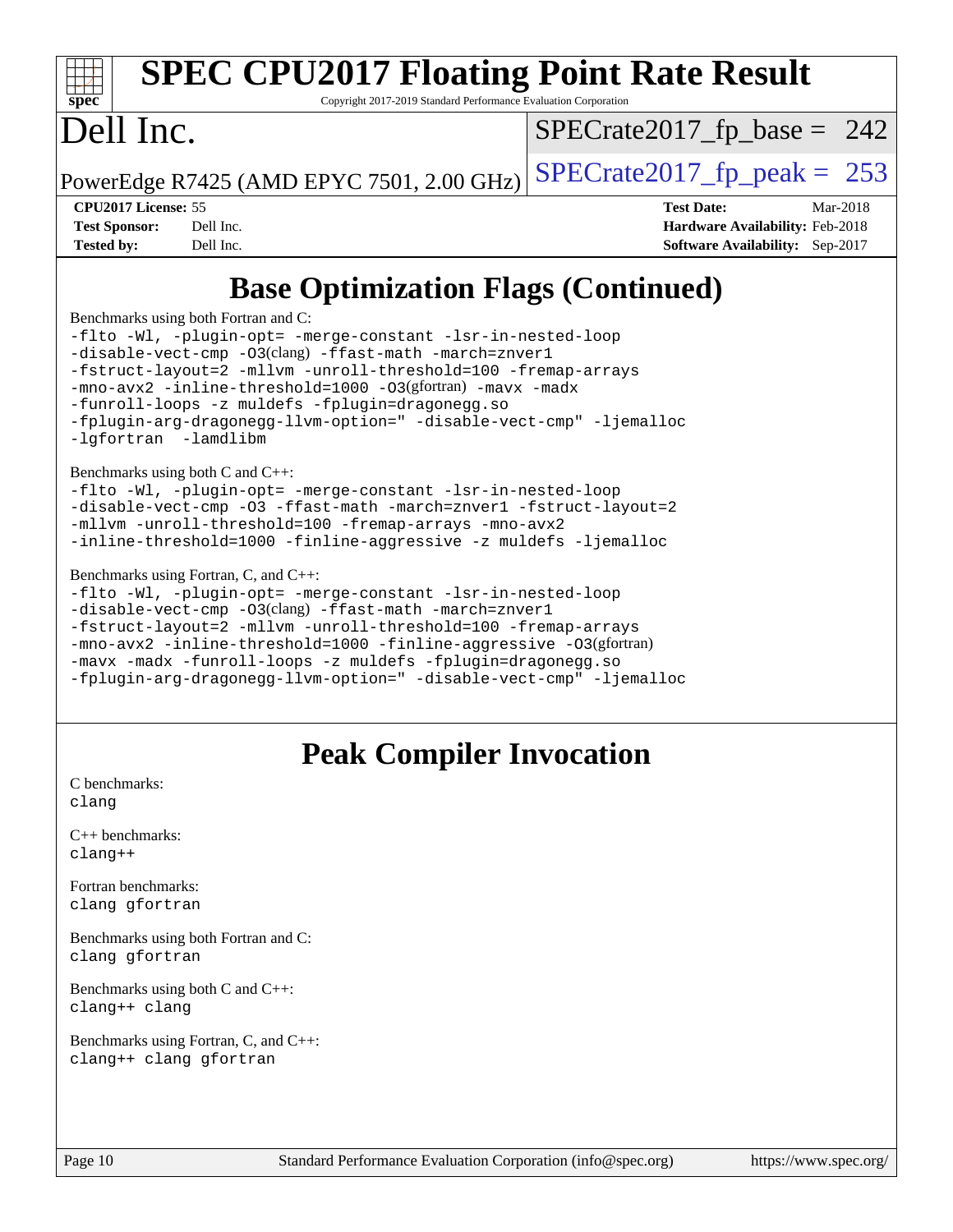## Base Optimization Flags (Continued)

Benchmarks using both Fortran and C:

```
-flto -Wl, -plugin-opt= -merge-constant -lsr-in-nested-loop
-disable-vect-cmp -O3(clang) -ffast-math -march=znver1
-fstruct-layout=2 -mllvm -unroll-threshold=100 -fremap-arrays
-mno-avx2 -inline-threshold=1000 -O3(gfortran) -mavx -madx
-funroll-loops -z muldefs -fplugin=dragonegg.so
-fplugin-arg-dragonegg-llvm-option=" -disable-vect-cmp" -ljemalloc
-lgfortran  -lamdlibm
```

Benchmarks using both C and C++:

```
-flto -Wl, -plugin-opt= -merge-constant -lsr-in-nested-loop
-disable-vect-cmp -O3 -ffast-math -march=znver1 -fstruct-layout=2
-mllvm -unroll-threshold=100 -fremap-arrays -mno-avx2
-inline-threshold=1000 -finline-aggressive -z muldefs -ljemalloc
```

Benchmarks using Fortran, C, and C++:

```
-flto -Wl, -plugin-opt= -merge-constant -lsr-in-nested-loop
-disable-vect-cmp -O3(clang) -ffast-math -march=znver1
-fstruct-layout=2 -mllvm -unroll-threshold=100 -fremap-arrays
-mno-avx2 -inline-threshold=1000 -finline-aggressive -O3(gfortran)
-mavx -madx -funroll-loops -z muldefs -fplugin=dragonegg.so
-fplugin-arg-dragonegg-llvm-option=" -disable-vect-cmp" -ljemalloc
```

## Peak Compiler Invocation

C benchmarks:
clang

C++ benchmarks:
clang++

Fortran benchmarks:
clang gfortran

Benchmarks using both Fortran and C:
clang gfortran

Benchmarks using both C and C++:
clang++ clang

Benchmarks using Fortran, C, and C++:
clang++ clang gfortran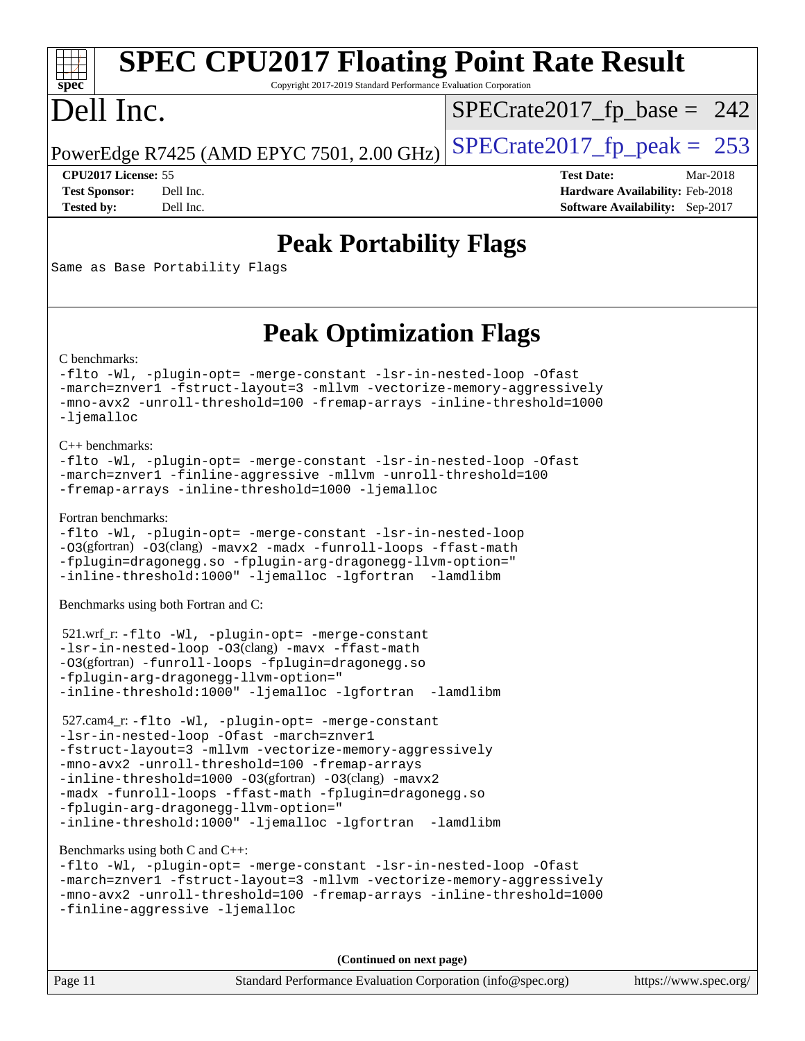# SPEC CPU2017 Floating Point Rate Result

Copyright 2017-2019 Standard Performance Evaluation Corporation

# Dell Inc.

PowerEdge R7425 (AMD EPYC 7501, 2.00 GHz)

SPECrate2017_fp_base = 242

SPECrate2017_fp_peak = 253

**CPU2017 License:** 55
**Test Sponsor:** Dell Inc.
**Tested by:** Dell Inc.

**Test Date:** Mar-2018
**Hardware Availability:** Feb-2018
**Software Availability:** Sep-2017

## Peak Portability Flags

Same as Base Portability Flags

## Peak Optimization Flags

C benchmarks:

```
-flto -Wl, -plugin-opt= -merge-constant -lsr-in-nested-loop -Ofast
-march=znver1 -fstruct-layout=3 -mllvm -vectorize-memory-aggressively
-mno-avx2 -unroll-threshold=100 -fremap-arrays -inline-threshold=1000
-ljemalloc
```

C++ benchmarks:

```
-flto -Wl, -plugin-opt= -merge-constant -lsr-in-nested-loop -Ofast
-march=znver1 -finline-aggressive -mllvm -unroll-threshold=100
-fremap-arrays -inline-threshold=1000 -ljemalloc
```

Fortran benchmarks:

```
-flto -Wl, -plugin-opt= -merge-constant -lsr-in-nested-loop
-O3(gfortran) -O3(clang) -mavx2 -madx -funroll-loops -ffast-math
-fplugin=dragonegg.so -fplugin-arg-dragonegg-llvm-option="
-inline-threshold:1000" -ljemalloc -lgfortran  -lamdlibm
```

Benchmarks using both Fortran and C:

521.wrf_r:
```
-flto -Wl, -plugin-opt= -merge-constant
-lsr-in-nested-loop -O3(clang) -mavx -ffast-math
-O3(gfortran) -funroll-loops -fplugin=dragonegg.so
-fplugin-arg-dragonegg-llvm-option="
-inline-threshold:1000" -ljemalloc -lgfortran  -lamdlibm
```

527.cam4_r:
```
-flto -Wl, -plugin-opt= -merge-constant
-lsr-in-nested-loop -Ofast -march=znver1
-fstruct-layout=3 -mllvm -vectorize-memory-aggressively
-mno-avx2 -unroll-threshold=100 -fremap-arrays
-inline-threshold=1000 -O3(gfortran) -O3(clang) -mavx2
-madx -funroll-loops -ffast-math -fplugin=dragonegg.so
-fplugin-arg-dragonegg-llvm-option="
-inline-threshold:1000" -ljemalloc -lgfortran  -lamdlibm
```

Benchmarks using both C and C++:

```
-flto -Wl, -plugin-opt= -merge-constant -lsr-in-nested-loop -Ofast
-march=znver1 -fstruct-layout=3 -mllvm -vectorize-memory-aggressively
-mno-avx2 -unroll-threshold=100 -fremap-arrays -inline-threshold=1000
-finline-aggressive -ljemalloc
```

**(Continued on next page)**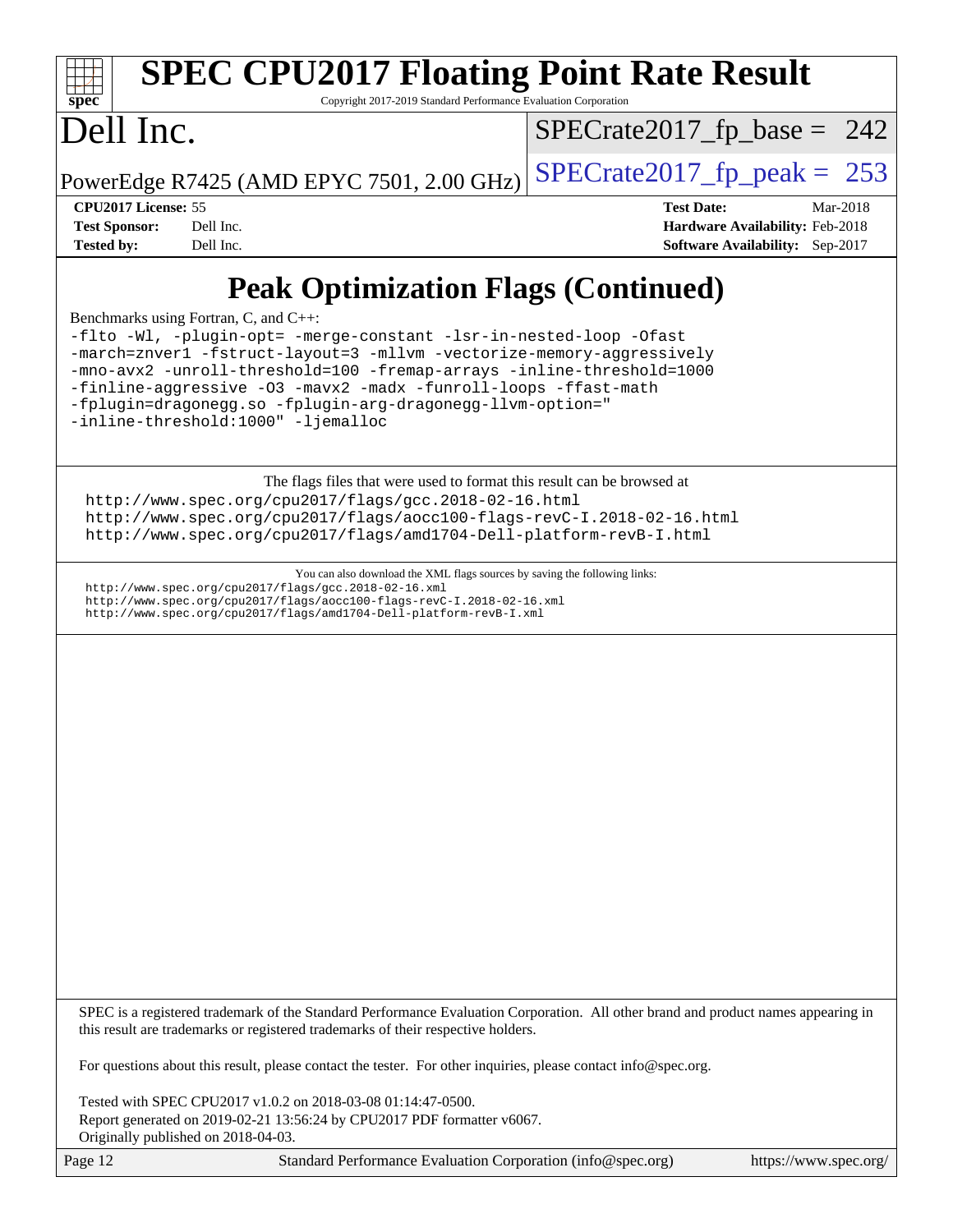# SPEC CPU2017 Floating Point Rate Result

Copyright 2017-2019 Standard Performance Evaluation Corporation

# Dell Inc.

PowerEdge R7425 (AMD EPYC 7501, 2.00 GHz)

SPECrate2017_fp_base = 242

SPECrate2017_fp_peak = 253

**CPU2017 License:** 55
**Test Sponsor:** Dell Inc.
**Tested by:** Dell Inc.

**Test Date:** Mar-2018
**Hardware Availability:** Feb-2018
**Software Availability:** Sep-2017

## Peak Optimization Flags (Continued)

Benchmarks using Fortran, C, and C++:

```
-flto -Wl, -plugin-opt= -merge-constant -lsr-in-nested-loop -Ofast
-march=znver1 -fstruct-layout=3 -mllvm -vectorize-memory-aggressively
-mno-avx2 -unroll-threshold=100 -fremap-arrays -inline-threshold=1000
-finline-aggressive -O3 -mavx2 -madx -funroll-loops -ffast-math
-fplugin=dragonegg.so -fplugin-arg-dragonegg-llvm-option="
-inline-threshold:1000" -ljemalloc
```

The flags files that were used to format this result can be browsed at

http://www.spec.org/cpu2017/flags/gcc.2018-02-16.html
http://www.spec.org/cpu2017/flags/aocc100-flags-revC-I.2018-02-16.html
http://www.spec.org/cpu2017/flags/amd1704-Dell-platform-revB-I.html

You can also download the XML flags sources by saving the following links:

http://www.spec.org/cpu2017/flags/gcc.2018-02-16.xml
http://www.spec.org/cpu2017/flags/aocc100-flags-revC-I.2018-02-16.xml
http://www.spec.org/cpu2017/flags/amd1704-Dell-platform-revB-I.xml

SPEC is a registered trademark of the Standard Performance Evaluation Corporation. All other brand and product names appearing in this result are trademarks or registered trademarks of their respective holders.

For questions about this result, please contact the tester. For other inquiries, please contact info@spec.org.

Tested with SPEC CPU2017 v1.0.2 on 2018-03-08 01:14:47-0500.
Report generated on 2019-02-21 13:56:24 by CPU2017 PDF formatter v6067.
Originally published on 2018-04-03.